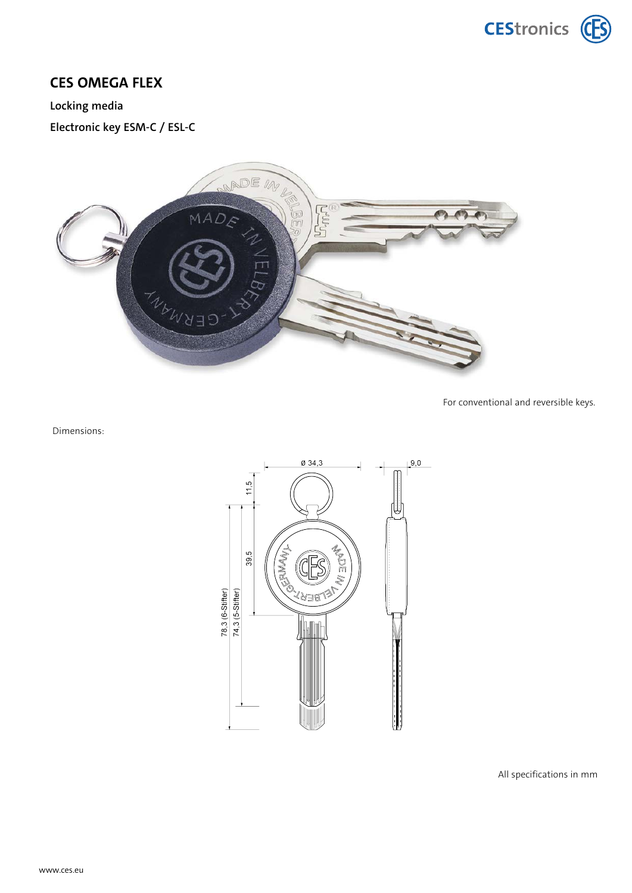# CES OMEGA FLEX

## Locking media

## Electronic key ESM-C / ESL-C

For conventional and reversible keys.

Dimensions:

Ø 34,3

9,0

11,5

39,5

78,3 (6-Stifter)

74,3 (5-Stifter)

All specifications in mm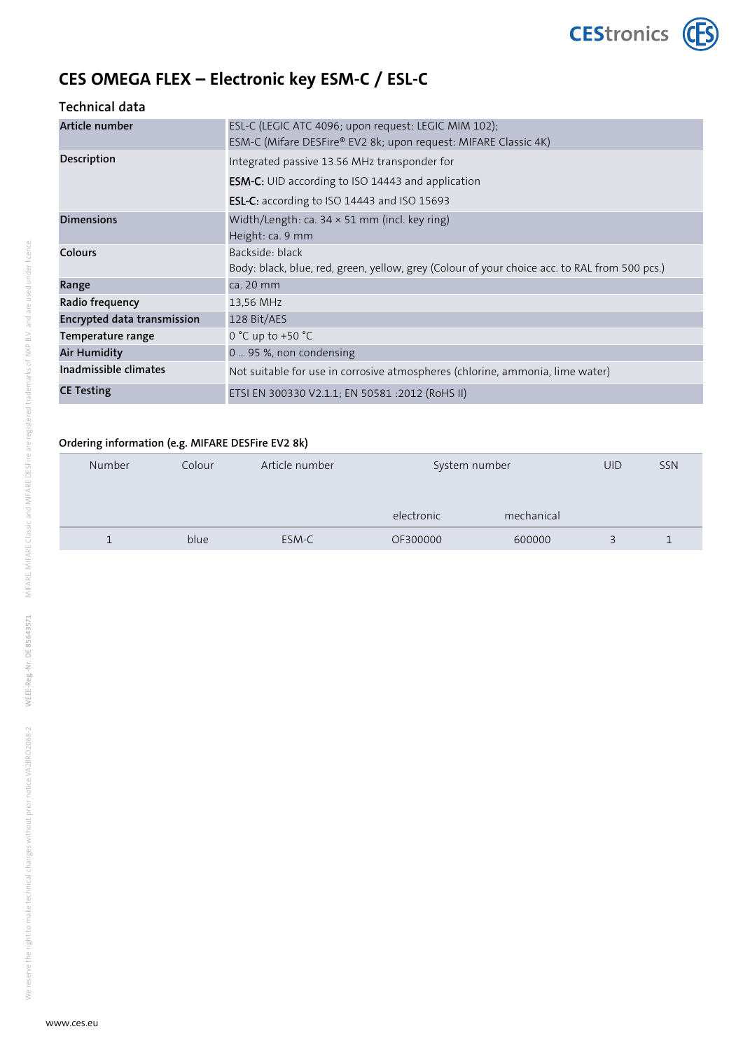# CES OMEGA FLEX – Electronic key ESM-C / ESL-C

## Technical data

| | |
|---|---|
| **Article number** | ESL-C (LEGIC ATC 4096; upon request: LEGIC MIM 102);<br>ESM-C (Mifare DESFire® EV2 8k; upon request: MIFARE Classic 4K) |
| **Description** | Integrated passive 13.56 MHz transponder for<br>**ESM-C:** UID according to ISO 14443 and application<br>**ESL-C:** according to ISO 14443 and ISO 15693 |
| **Dimensions** | Width/Length: ca. 34 × 51 mm (incl. key ring)<br>Height: ca. 9 mm |
| **Colours** | Backside: black<br>Body: black, blue, red, green, yellow, grey (Colour of your choice acc. to RAL from 500 pcs.) |
| **Range** | ca. 20 mm |
| **Radio frequency** | 13,56 MHz |
| **Encrypted data transmission** | 128 Bit/AES |
| **Temperature range** | 0 °C up to +50 °C |
| **Air Humidity** | 0 ... 95 %, non condensing |
| **Inadmissible climates** | Not suitable for use in corrosive atmospheres (chlorine, ammonia, lime water) |
| **CE Testing** | ETSI EN 300330 V2.1.1; EN 50581 :2012 (RoHS II) |

**Ordering information (e.g. MIFARE DESFire EV2 8k)**

| Number | Colour | Article number | System number | | UID | SSN |
|---|---|---|---|---|---|---|
| | | | electronic | mechanical | | |
| 1 | blue | ESM-C | OF300000 | 600000 | 3 | 1 |

We reserve the right to make technical changes without prior notice VA2BRO2068-2 WEEE-Reg.-Nr. DE 85643571 MIFARE, MIFARE Classic and MIFARE DESFire are registered trademarks of NXP B.V. and are used under licence.

www.ces.eu